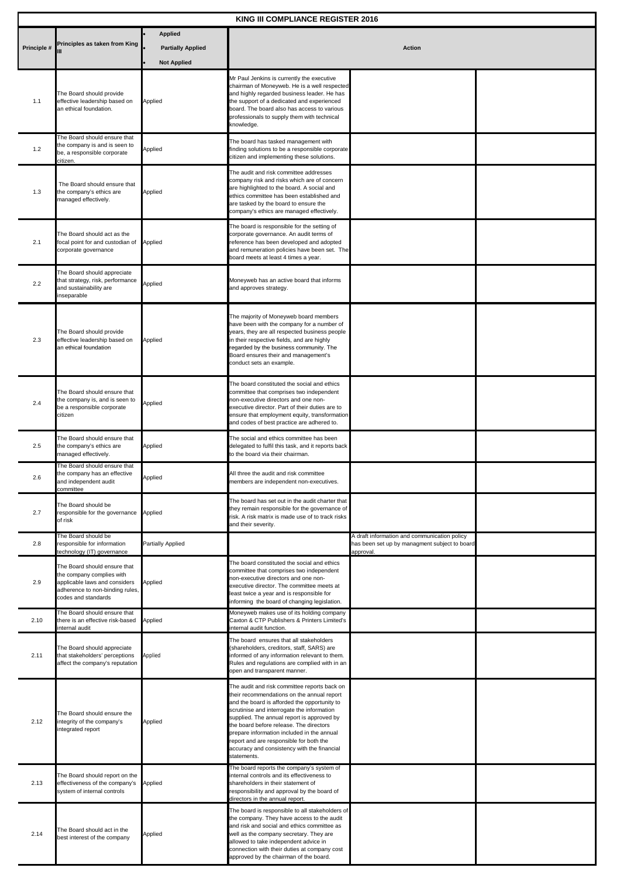# KING III COMPLIANCE REGISTER 2016

| Principle # | Principles as taken from King III | • Applied<br>• Partially Applied<br>• Not Applied | Action | | |
|---|---|---|---|---|---|
| 1.1 | The Board should provide effective leadership based on an ethical foundation. | Applied | Mr Paul Jenkins is currently the executive chairman of Moneyweb. He is a well respected and highly regarded business leader. He has the support of a dedicated and experienced board. The board also has access to various professionals to supply them with technical knowledge. | | |
| 1.2 | The Board should ensure that the company is and is seen to be, a responsible corporate citizen. | Applied | The board has tasked management with finding solutions to be a responsible corporate citizen and implementing these solutions. | | |
| 1.3 | The Board should ensure that the company's ethics are managed effectively. | Applied | The audit and risk committee addresses company risk and risks which are of concern are highlighted to the board. A social and ethics committee has been established and are tasked by the board to ensure the company's ethics are managed effectively. | | |
| 2.1 | The Board should act as the focal point for and custodian of corporate governance | Applied | The board is responsible for the setting of corporate governance. An audit terms of reference has been developed and adopted and remuneration policies have been set. The board meets at least 4 times a year. | | |
| 2.2 | The Board should appreciate that strategy, risk, performance and sustainability are inseparable | Applied | Moneyweb has an active board that informs and approves strategy. | | |
| 2.3 | The Board should provide effective leadership based on an ethical foundation | Applied | The majority of Moneyweb board members have been with the company for a number of years, they are all respected business people in their respective fields, and are highly regarded by the business community. The Board ensures their and management's conduct sets an example. | | |
| 2.4 | The Board should ensure that the company is, and is seen to be a responsible corporate citizen | Applied | The board constituted the social and ethics committee that comprises two independent non-executive directors and one non-executive director. Part of their duties are to ensure that employment equity, transformation and codes of best practice are adhered to. | | |
| 2.5 | The Board should ensure that the company's ethics are managed effectively. | Applied | The social and ethics committee has been delegated to fulfil this task, and it reports back to the board via their chairman. | | |
| 2.6 | The Board should ensure that the company has an effective and independent audit committee | Applied | All three the audit and risk committee members are independent non-executives. | | |
| 2.7 | The Board should be responsible for the governance of risk | Applied | The board has set out in the audit charter that they remain responsible for the governance of risk. A risk matrix is made use of to track risks and their severity. | | |
| 2.8 | The Board should be responsible for information technology (IT) governance | Partially Applied | | A draft information and communication policy has been set up by managment subject to board approval. | |
| 2.9 | The Board should ensure that the company complies with applicable laws and considers adherence to non-binding rules, codes and standards | Applied | The board constituted the social and ethics committee that comprises two independent non-executive directors and one non-executive director. The committee meets at least twice a year and is responsible for informing the board of changing legislation. | | |
| 2.10 | The Board should ensure that there is an effective risk-based internal audit | Applied | Moneyweb makes use of its holding company Caxton & CTP Publishers & Printers Limited's internal audit function. | | |
| 2.11 | The Board should appreciate that stakeholders' perceptions affect the company's reputation | Applied | The board ensures that all stakeholders (shareholders, creditors, staff, SARS) are informed of any information relevant to them. Rules and regulations are complied with in an open and transparent manner. | | |
| 2.12 | The Board should ensure the integrity of the company's integrated report | Applied | The audit and risk committee reports back on their recommendations on the annual report and the board is afforded the opportunity to scrutinise and interrogate the information supplied. The annual report is approved by the board before release. The directors prepare information included in the annual report and are responsible for both the accuracy and consistency with the financial statements. | | |
| 2.13 | The Board should report on the effectiveness of the company's system of internal controls | Applied | The board reports the company's system of internal controls and its effectiveness to shareholders in their statement of responsibility and approval by the board of directors in the annual report. | | |
| 2.14 | The Board should act in the best interest of the company | Applied | The board is responsible to all stakeholders of the company. They have access to the audit and risk and social and ethics committee as well as the company secretary. They are allowed to take independent advice in connection with their duties at company cost approved by the chairman of the board. | | |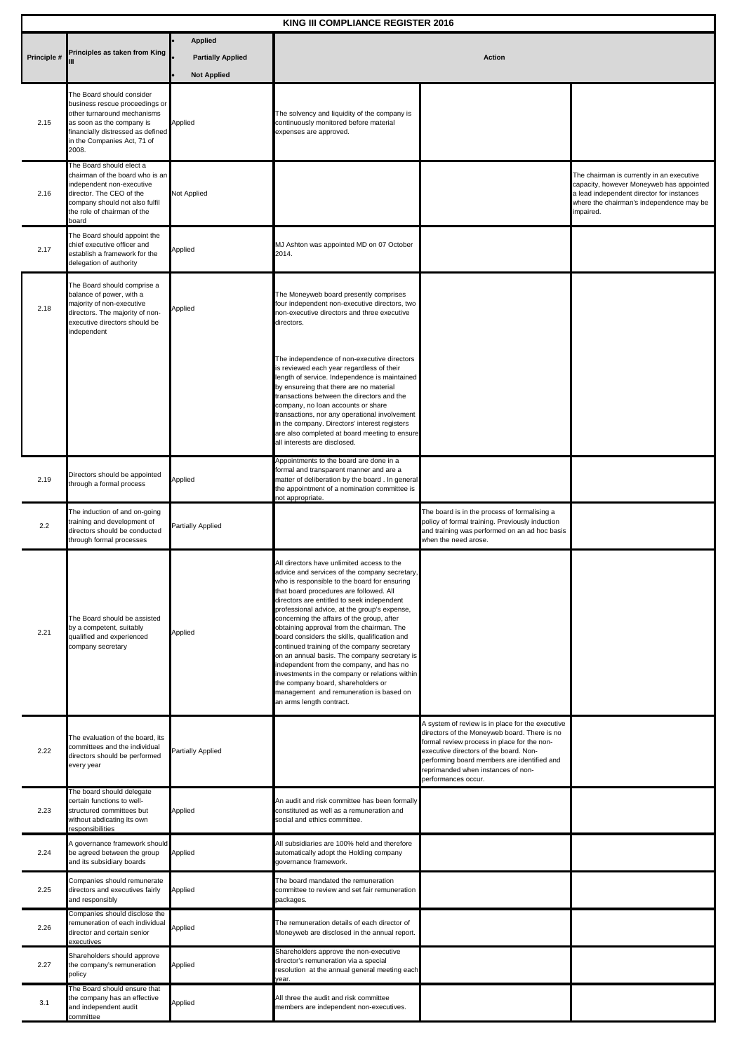| KING III COMPLIANCE REGISTER 2016 | | | | | |
|---|---|---|---|---|---|
| Principle # | Principles as taken from King III | • Applied<br>• Partially Applied<br>• Not Applied | Action | | |
| 2.15 | The Board should consider business rescue proceedings or other turnaround mechanisms as soon as the company is financially distressed as defined in the Companies Act, 71 of 2008. | Applied | The solvency and liquidity of the company is continuously monitored before material expenses are approved. | | |
| 2.16 | The Board should elect a chairman of the board who is an independent non-executive director. The CEO of the company should not also fulfil the role of chairman of the board | Not Applied | | | The chairman is currently in an executive capacity, however Moneyweb has appointed a lead independent director for instances where the chairman's independence may be impaired. |
| 2.17 | The Board should appoint the chief executive officer and establish a framework for the delegation of authority | Applied | MJ Ashton was appointed MD on 07 October 2014. | | |
| 2.18 | The Board should comprise a balance of power, with a majority of non-executive directors. The majority of non-executive directors should be independent | Applied | The Moneyweb board presently comprises four independent non-executive directors, two non-executive directors and three executive directors.<br><br>The independence of non-executive directors is reviewed each year regardless of their length of service. Independence is maintained by ensureing that there are no material transactions between the directors and the company, no loan accounts or share transactions, nor any operational involvement in the company. Directors' interest registers are also completed at board meeting to ensure all interests are disclosed. | | |
| 2.19 | Directors should be appointed through a formal process | Applied | Appointments to the board are done in a formal and transparent manner and are a matter of deliberation by the board . In general the appointment of a nomination committee is not appropriate. | | |
| 2.2 | The induction of and on-going training and development of directors should be conducted through formal processes | Partially Applied | | The board is in the process of formalising a policy of formal training. Previously induction and training was performed on an ad hoc basis when the need arose. | |
| 2.21 | The Board should be assisted by a competent, suitably qualified and experienced company secretary | Applied | All directors have unlimited access to the advice and services of the company secretary, who is responsible to the board for ensuring that board procedures are followed. All directors are entitled to seek independent professional advice, at the group's expense, concerning the affairs of the group, after obtaining approval from the chairman. The board considers the skills, qualification and continued training of the company secretary on an annual basis. The company secretary is independent from the company, and has no investments in the company or relations within the company board, shareholders or management and remuneration is based on an arms length contract. | | |
| 2.22 | The evaluation of the board, its committees and the individual directors should be performed every year | Partially Applied | | A system of review is in place for the executive directors of the Moneyweb board. There is no formal review process in place for the non-executive directors of the board. Non-performing board members are identified and reprimanded when instances of non-performances occur. | |
| 2.23 | The board should delegate certain functions to well-structured committees but without abdicating its own responsibilities | Applied | An audit and risk committee has been formally constituted as well as a remuneration and social and ethics committee. | | |
| 2.24 | A governance framework should be agreed between the group and its subsidiary boards | Applied | All subsidiaries are 100% held and therefore automatically adopt the Holding company governance framework. | | |
| 2.25 | Companies should remunerate directors and executives fairly and responsibly | Applied | The board mandated the remuneration committee to review and set fair remuneration packages. | | |
| 2.26 | Companies should disclose the remuneration of each individual director and certain senior executives | Applied | The remuneration details of each director of Moneyweb are disclosed in the annual report. | | |
| 2.27 | Shareholders should approve the company's remuneration policy | Applied | Shareholders approve the non-executive director's remuneration via a special resolution at the annual general meeting each year. | | |
| 3.1 | The Board should ensure that the company has an effective and independent audit committee | Applied | All three the audit and risk committee members are independent non-executives. | | |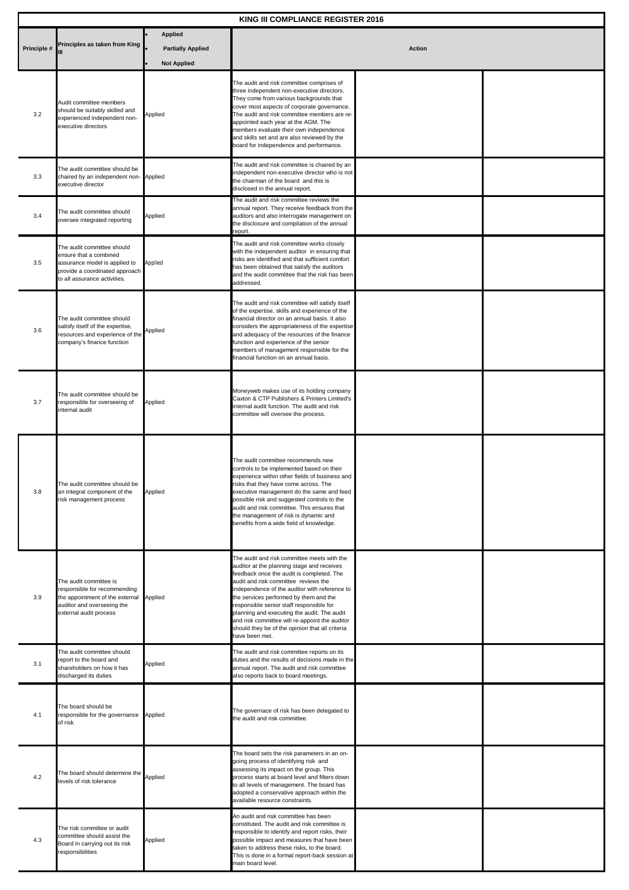| KING III COMPLIANCE REGISTER 2016 | | | | | |
|---|---|---|---|---|---|
| Principle # | Principles as taken from King III | • Applied<br>• Partially Applied<br>• Not Applied | Action | | |
| 3.2 | Audit committee members should be suitably skilled and experienced independent non-executive directors | Applied | The audit and risk committee comprises of three independent non-executive directors. They come from various backgrounds that cover most aspects of corporate governance. The audit and risk committee members are re-appointed each year at the AGM. The members evaluate their own independence and skills set and are also reviewed by the board for independence and performance. | | |
| 3.3 | The audit committee should be chaired by an independent non-executive director | Applied | The audit and risk committee is chaired by an independent non-executive director who is not the chairman of the board and this is disclosed in the annual report. | | |
| 3.4 | The audit committee should oversee integrated reporting | Applied | The audit and risk committee reviews the annual report. They receive feedback from the auditors and also interrogate management on the disclosure and compilation of the annual report. | | |
| 3.5 | The audit committee should ensure that a combined assurance model is applied to provide a coordinated approach to all assurance activities. | Applied | The audit and risk committee works closely with the independent auditor in ensuring that risks are identified and that sufficient comfort has been obtained that satisfy the auditors and the audit committee that the risk has been addressed. | | |
| 3.6 | The audit committee should satisfy itself of the expertise, resources and experience of the company's finance function | Applied | The audit and risk committee will satisfy itself of the expertise, skills and experience of the financial director on an annual basis. It also considers the appropriateness of the expertise and adequacy of the resources of the finance function and experience of the senior members of management responsible for the financial function on an annual basis. | | |
| 3.7 | The audit committee should be responsible for overseeing of internal audit | Applied | Moneyweb makes use of its holding company Caxton & CTP Publishers & Printers Limited's internal audit function. The audit and risk committee will oversee the process. | | |
| 3.8 | The audit committee should be an integral component of the risk management process | Applied | The audit committee recommends new controls to be implemented based on their experience within other fields of business and risks that they have come across. The executive management do the same and feed possible risk and suggested controls to the audit and risk committee. This ensures that the management of risk is dynamic and benefits from a wide field of knowledge. | | |
| 3.9 | The audit committee is responsible for recommending the appointment of the external auditor and overseeing the external audit process | Applied | The audit and risk committee meets with the auditor at the planning stage and receives feedback once the audit is completed. The audit and risk committee reviews the independence of the auditor with reference to the services performed by them and the responsible senior staff responsible for planning and executing the audit. The audit and risk committee will re-appoint the auditor should they be of the opinion that all criteria have been met. | | |
| 3.1 | The audit committee should report to the board and shareholders on how it has discharged its duties | Applied | The audit and risk committee reports on its duties and the results of decisions made in the annual report. The audit and risk committee also reports back to board meetings. | | |
| 4.1 | The board should be responsible for the governance of risk | Applied | The governance of risk has been delegated to the audit and risk committee. | | |
| 4.2 | The board should determine the levels of risk tolerance | Applied | The board sets the risk parameters in an on-going process of identifying risk and assessing its impact on the group. This process starts at board level and filters down to all levels of management. The board has adopted a conservative approach within the available resource constraints. | | |
| 4.3 | The risk committee or audit committee should assist the Board in carrying out its risk responsibilities | Applied | An audit and risk committee has been constituted. The audit and risk committee is responsible to identify and report risks, their possible impact and measures that have been taken to address these risks, to the board. This is done in a formal report-back session at main board level. | | |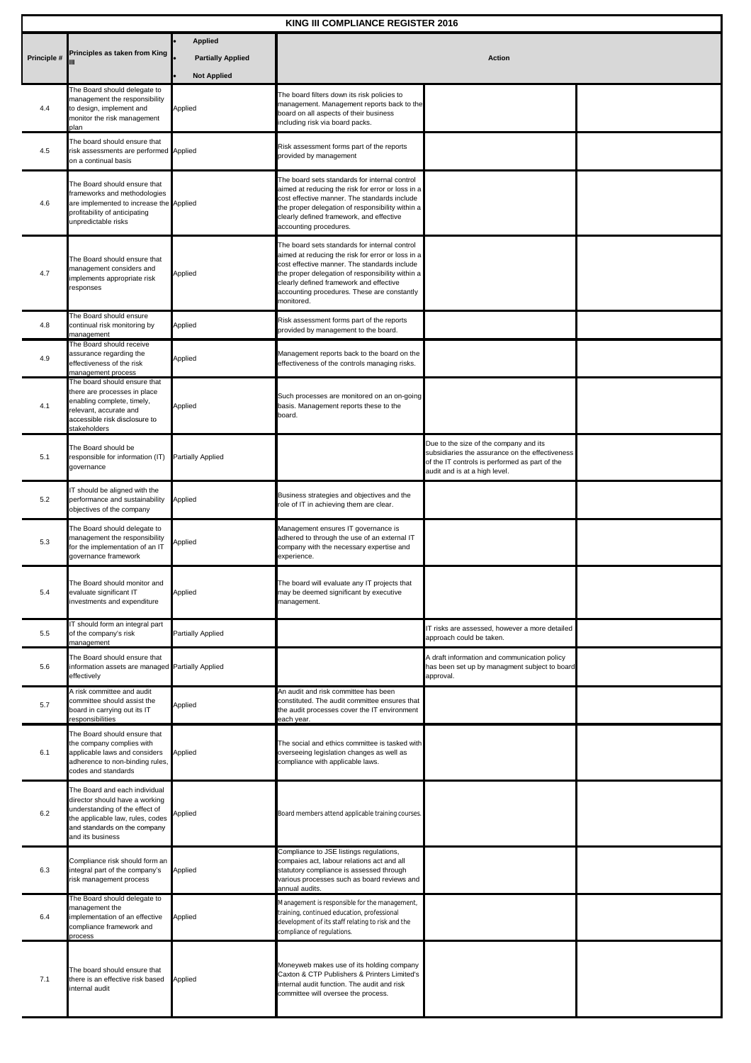# KING III COMPLIANCE REGISTER 2016

| Principle # | Principles as taken from King III | • Applied • Partially Applied • Not Applied | Action | | |
|---|---|---|---|---|---|
| 4.4 | The Board should delegate to management the responsibility to design, implement and monitor the risk management plan | Applied | The board filters down its risk policies to management. Management reports back to the board on all aspects of their business including risk via board packs. | | |
| 4.5 | The board should ensure that risk assessments are performed on a continual basis | Applied | Risk assessment forms part of the reports provided by management | | |
| 4.6 | The Board should ensure that frameworks and methodologies are implemented to increase the profitability of anticipating unpredictable risks | Applied | The board sets standards for internal control aimed at reducing the risk for error or loss in a cost effective manner. The standards include the proper delegation of responsibility within a clearly defined framework, and effective accounting procedures. | | |
| 4.7 | The Board should ensure that management considers and implements appropriate risk responses | Applied | The board sets standards for internal control aimed at reducing the risk for error or loss in a cost effective manner. The standards include the proper delegation of responsibility within a clearly defined framework and effective accounting procedures. These are constantly monitored. | | |
| 4.8 | The Board should ensure continual risk monitoring by management | Applied | Risk assessment forms part of the reports provided by management to the board. | | |
| 4.9 | The Board should receive assurance regarding the effectiveness of the risk management process | Applied | Management reports back to the board on the effectiveness of the controls managing risks. | | |
| 4.1 | The board should ensure that there are processes in place enabling complete, timely, relevant, accurate and accessible risk disclosure to stakeholders | Applied | Such processes are monitored on an on-going basis. Management reports these to the board. | | |
| 5.1 | The Board should be responsible for information (IT) governance | Partially Applied | | Due to the size of the company and its subsidiaries the assurance on the effectiveness of the IT controls is performed as part of the audit and is at a high level. | |
| 5.2 | IT should be aligned with the performance and sustainability objectives of the company | Applied | Business strategies and objectives and the role of IT in achieving them are clear. | | |
| 5.3 | The Board should delegate to management the responsibility for the implementation of an IT governance framework | Applied | Management ensures IT governance is adhered to through the use of an external IT company with the necessary expertise and experience. | | |
| 5.4 | The Board should monitor and evaluate significant IT investments and expenditure | Applied | The board will evaluate any IT projects that may be deemed significant by executive management. | | |
| 5.5 | IT should form an integral part of the company's risk management | Partially Applied | | IT risks are assessed, however a more detailed approach could be taken. | |
| 5.6 | The Board should ensure that information assets are managed effectively | Partially Applied | | A draft information and communication policy has been set up by managment subject to board approval. | |
| 5.7 | A risk committee and audit committee should assist the board in carrying out its IT responsibilities | Applied | An audit and risk committee has been constituted. The audit committee ensures that the audit processes cover the IT environment each year. | | |
| 6.1 | The Board should ensure that the company complies with applicable laws and considers adherence to non-binding rules, codes and standards | Applied | The social and ethics committee is tasked with overseeing legislation changes as well as compliance with applicable laws. | | |
| 6.2 | The Board and each individual director should have a working understanding of the effect of the applicable law, rules, codes and standards on the company and its business | Applied | Board members attend applicable training courses. | | |
| 6.3 | Compliance risk should form an integral part of the company's risk management process | Applied | Compliance to JSE listings regulations, compaies act, labour relations act and all statutory compliance is assessed through various processes such as board reviews and annual audits. | | |
| 6.4 | The Board should delegate to management the implementation of an effective compliance framework and process | Applied | Management is responsible for the management, training, continued education, professional development of its staff relating to risk and the compliance of regulations. | | |
| 7.1 | The board should ensure that there is an effective risk based internal audit | Applied | Moneyweb makes use of its holding company Caxton & CTP Publishers & Printers Limited's internal audit function. The audit and risk committee will oversee the process. | | |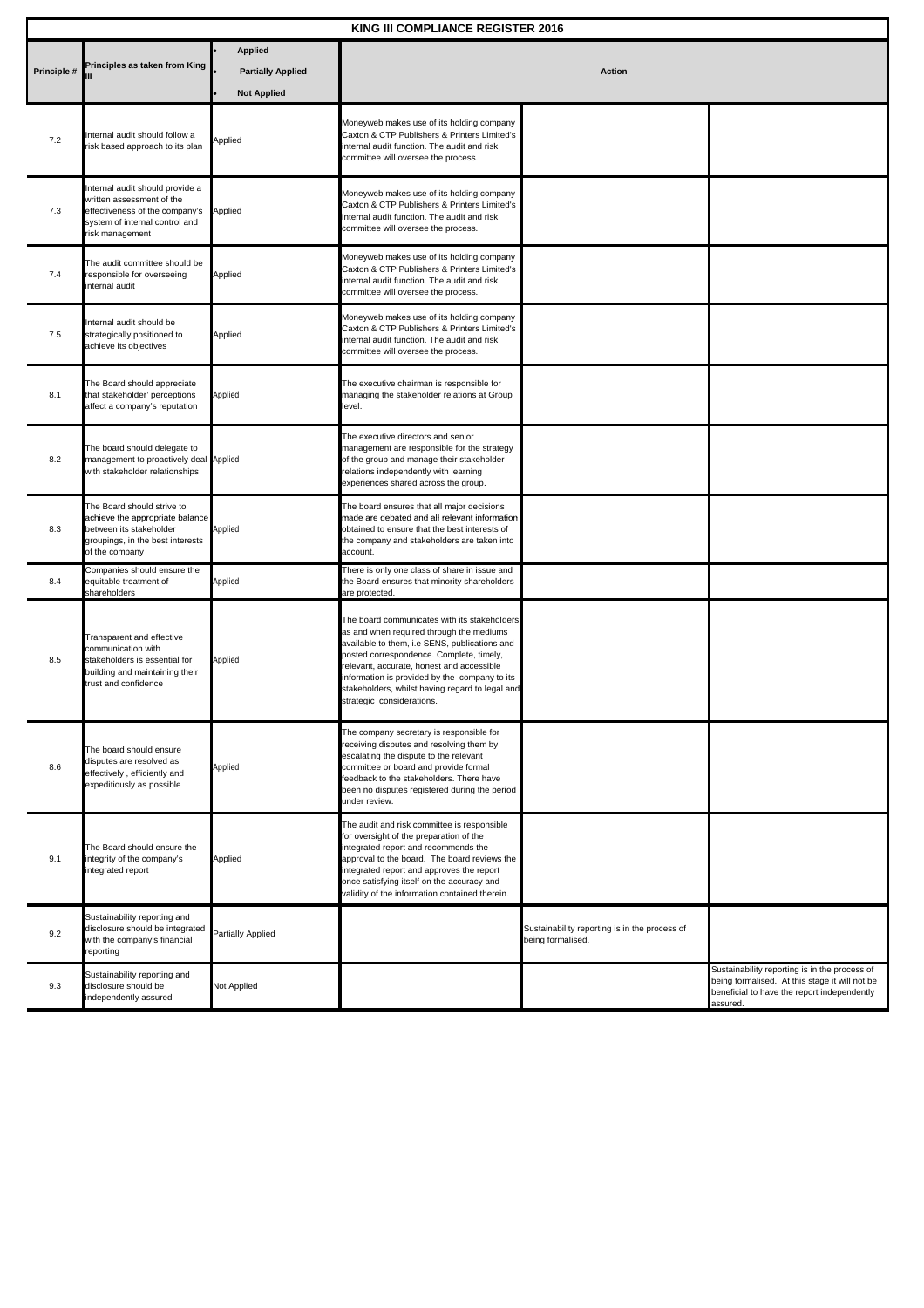| KING III COMPLIANCE REGISTER 2016 | | | | | |
|---|---|---|---|---|---|
| Principle # | Principles as taken from King III | • Applied<br>• Partially Applied<br>• Not Applied | Action | | |
| 7.2 | Internal audit should follow a risk based approach to its plan | Applied | Moneyweb makes use of its holding company Caxton & CTP Publishers & Printers Limited's internal audit function. The audit and risk committee will oversee the process. | | |
| 7.3 | Internal audit should provide a written assessment of the effectiveness of the company's system of internal control and risk management | Applied | Moneyweb makes use of its holding company Caxton & CTP Publishers & Printers Limited's internal audit function. The audit and risk committee will oversee the process. | | |
| 7.4 | The audit committee should be responsible for overseeing internal audit | Applied | Moneyweb makes use of its holding company Caxton & CTP Publishers & Printers Limited's internal audit function. The audit and risk committee will oversee the process. | | |
| 7.5 | Internal audit should be strategically positioned to achieve its objectives | Applied | Moneyweb makes use of its holding company Caxton & CTP Publishers & Printers Limited's internal audit function. The audit and risk committee will oversee the process. | | |
| 8.1 | The Board should appreciate that stakeholder' perceptions affect a company's reputation | Applied | The executive chairman is responsible for managing the stakeholder relations at Group level. | | |
| 8.2 | The board should delegate to management to proactively deal with stakeholder relationships | Applied | The executive directors and senior management are responsible for the strategy of the group and manage their stakeholder relations independently with learning experiences shared across the group. | | |
| 8.3 | The Board should strive to achieve the appropriate balance between its stakeholder groupings, in the best interests of the company | Applied | The board ensures that all major decisions made are debated and all relevant information obtained to ensure that the best interests of the company and stakeholders are taken into account. | | |
| 8.4 | Companies should ensure the equitable treatment of shareholders | Applied | There is only one class of share in issue and the Board ensures that minority shareholders are protected. | | |
| 8.5 | Transparent and effective communication with stakeholders is essential for building and maintaining their trust and confidence | Applied | The board communicates with its stakeholders as and when required through the mediums available to them, i.e SENS, publications and posted correspondence. Complete, timely, relevant, accurate, honest and accessible information is provided by the company to its stakeholders, whilst having regard to legal and strategic considerations. | | |
| 8.6 | The board should ensure disputes are resolved as effectively , efficiently and expeditiously as possible | Applied | The company secretary is responsible for receiving disputes and resolving them by escalating the dispute to the relevant committee or board and provide formal feedback to the stakeholders. There have been no disputes registered during the period under review. | | |
| 9.1 | The Board should ensure the integrity of the company's integrated report | Applied | The audit and risk committee is responsible for oversight of the preparation of the integrated report and recommends the approval to the board. The board reviews the integrated report and approves the report once satisfying itself on the accuracy and validity of the information contained therein. | | |
| 9.2 | Sustainability reporting and disclosure should be integrated with the company's financial reporting | Partially Applied | | Sustainability reporting is in the process of being formalised. | |
| 9.3 | Sustainability reporting and disclosure should be independently assured | Not Applied | | | Sustainability reporting is in the process of being formalised. At this stage it will not be beneficial to have the report independently assured. |